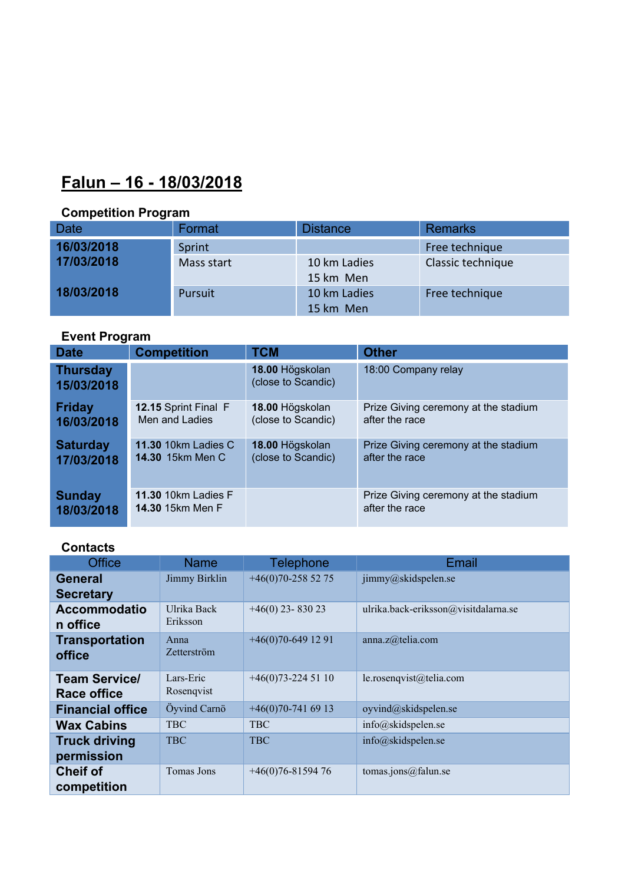# Falun – 16 - 18/03/2018

## Competition Program

| Date | Format | Distance | Remarks |
|---|---|---|---|
| **16/03/2018** | Sprint | | Free technique |
| **17/03/2018** | Mass start | 10 km Ladies<br>15 km Men | Classic technique |
| **18/03/2018** | Pursuit | 10 km Ladies<br>15 km Men | Free technique |

## Event Program

| Date | Competition | TCM | Other |
|---|---|---|---|
| **Thursday 15/03/2018** | | **18.00** Högskolan (close to Scandic) | 18:00 Company relay |
| **Friday 16/03/2018** | **12.15** Sprint Final F Men and Ladies | **18.00** Högskolan (close to Scandic) | Prize Giving ceremony at the stadium after the race |
| **Saturday 17/03/2018** | **11.30** 10km Ladies C<br>**14.30** 15km Men C | **18.00** Högskolan (close to Scandic) | Prize Giving ceremony at the stadium after the race |
| **Sunday 18/03/2018** | **11.30** 10km Ladies F<br>**14.30** 15km Men F | | Prize Giving ceremony at the stadium after the race |

## Contacts

| Office | Name | Telephone | Email |
|---|---|---|---|
| **General Secretary** | Jimmy Birklin | +46(0)70-258 52 75 | jimmy@skidspelen.se |
| **Accommodation office** | Ulrika Back Eriksson | +46(0) 23- 830 23 | ulrika.back-eriksson@visitdalarna.se |
| **Transportation office** | Anna Zetterström | +46(0)70-649 12 91 | anna.z@telia.com |
| **Team Service/ Race office** | Lars-Eric Rosenqvist | +46(0)73-224 51 10 | le.rosenqvist@telia.com |
| **Financial office** | Öyvind Carnö | +46(0)70-741 69 13 | oyvind@skidspelen.se |
| **Wax Cabins** | TBC | TBC | info@skidspelen.se |
| **Truck driving permission** | TBC | TBC | info@skidspelen.se |
| **Cheif of competition** | Tomas Jons | +46(0)76-81594 76 | tomas.jons@falun.se |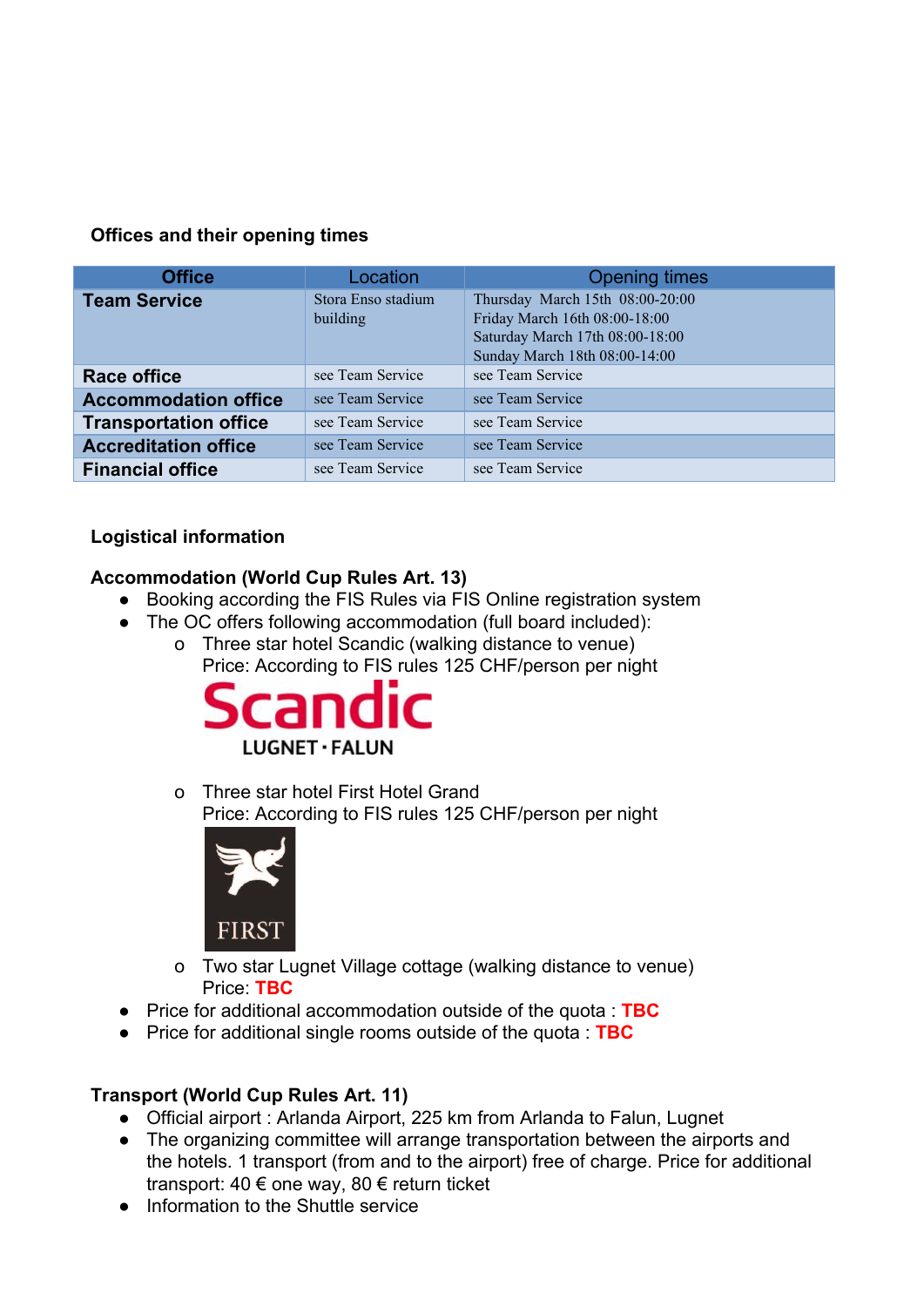### Offices and their opening times

| Office | Location | Opening times |
|---|---|---|
| **Team Service** | Stora Enso stadium building | Thursday March 15th 08:00-20:00<br>Friday March 16th 08:00-18:00<br>Saturday March 17th 08:00-18:00<br>Sunday March 18th 08:00-14:00 |
| **Race office** | see Team Service | see Team Service |
| **Accommodation office** | see Team Service | see Team Service |
| **Transportation office** | see Team Service | see Team Service |
| **Accreditation office** | see Team Service | see Team Service |
| **Financial office** | see Team Service | see Team Service |

### Logistical information

#### Accommodation (World Cup Rules Art. 13)

- Booking according the FIS Rules via FIS Online registration system
- The OC offers following accommodation (full board included):
  - Three star hotel Scandic (walking distance to venue)
    Price: According to FIS rules 125 CHF/person per night

    Scandic LUGNET · FALUN
  - Three star hotel First Hotel Grand
    Price: According to FIS rules 125 CHF/person per night

    FIRST
  - Two star Lugnet Village cottage (walking distance to venue)
    Price: **TBC**
- Price for additional accommodation outside of the quota : **TBC**
- Price for additional single rooms outside of the quota : **TBC**

#### Transport (World Cup Rules Art. 11)

- Official airport : Arlanda Airport, 225 km from Arlanda to Falun, Lugnet
- The organizing committee will arrange transportation between the airports and the hotels. 1 transport (from and to the airport) free of charge. Price for additional transport: 40 € one way, 80 € return ticket
- Information to the Shuttle service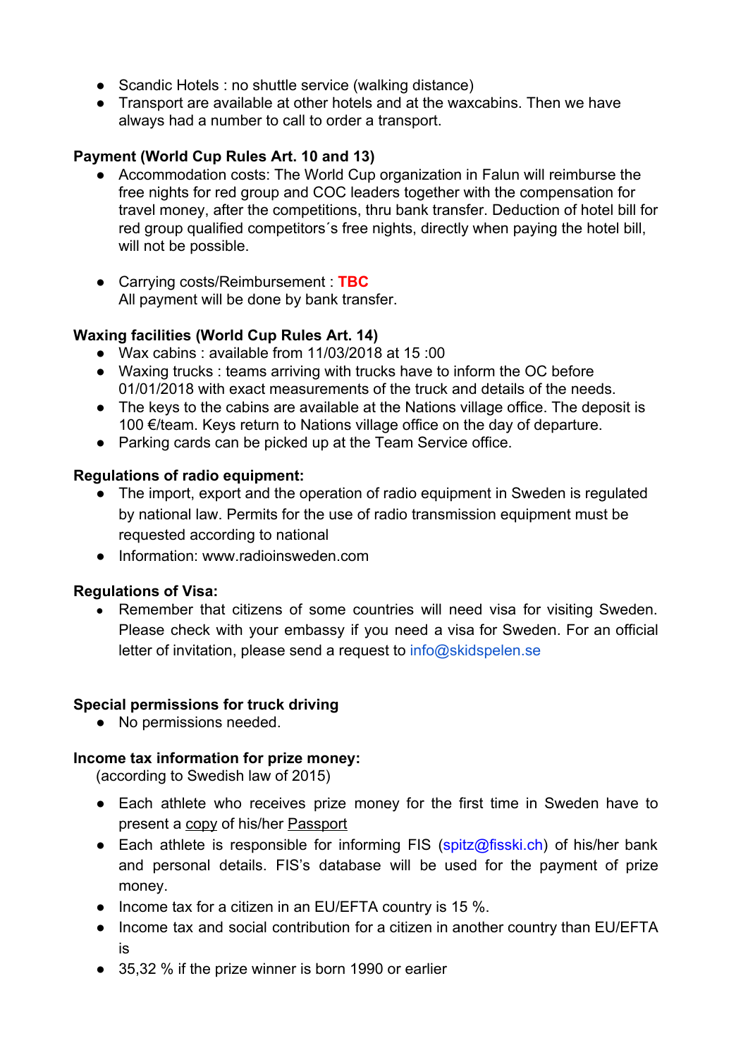- Scandic Hotels : no shuttle service (walking distance)
- Transport are available at other hotels and at the waxcabins. Then we have always had a number to call to order a transport.

**Payment (World Cup Rules Art. 10 and 13)**

- Accommodation costs: The World Cup organization in Falun will reimburse the free nights for red group and COC leaders together with the compensation for travel money, after the competitions, thru bank transfer. Deduction of hotel bill for red group qualified competitors´s free nights, directly when paying the hotel bill, will not be possible.

- Carrying costs/Reimbursement : **TBC**
  All payment will be done by bank transfer.

**Waxing facilities (World Cup Rules Art. 14)**

- Wax cabins : available from 11/03/2018 at 15 :00
- Waxing trucks : teams arriving with trucks have to inform the OC before 01/01/2018 with exact measurements of the truck and details of the needs.
- The keys to the cabins are available at the Nations village office. The deposit is 100 €/team. Keys return to Nations village office on the day of departure.
- Parking cards can be picked up at the Team Service office.

**Regulations of radio equipment:**

- The import, export and the operation of radio equipment in Sweden is regulated by national law. Permits for the use of radio transmission equipment must be requested according to national
- Information: www.radioinsweden.com

**Regulations of Visa:**

- Remember that citizens of some countries will need visa for visiting Sweden. Please check with your embassy if you need a visa for Sweden. For an official letter of invitation, please send a request to info@skidspelen.se

**Special permissions for truck driving**

- No permissions needed.

**Income tax information for prize money:**

(according to Swedish law of 2015)

- Each athlete who receives prize money for the first time in Sweden have to present a copy of his/her Passport
- Each athlete is responsible for informing FIS (spitz@fisski.ch) of his/her bank and personal details. FIS's database will be used for the payment of prize money.
- Income tax for a citizen in an EU/EFTA country is 15 %.
- Income tax and social contribution for a citizen in another country than EU/EFTA is
- 35,32 % if the prize winner is born 1990 or earlier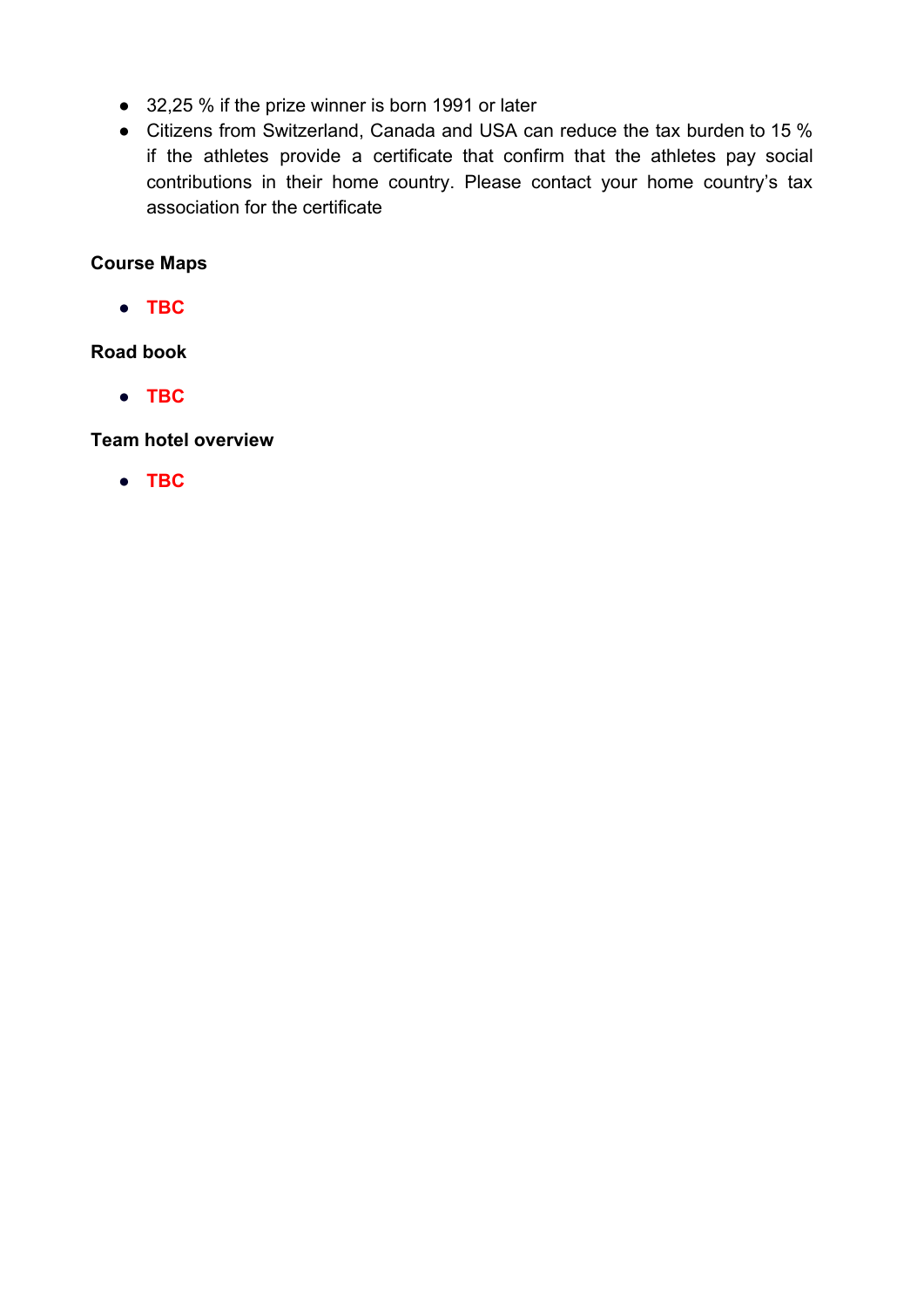- 32,25 % if the prize winner is born 1991 or later
- Citizens from Switzerland, Canada and USA can reduce the tax burden to 15 % if the athletes provide a certificate that confirm that the athletes pay social contributions in their home country. Please contact your home country's tax association for the certificate

**Course Maps**

- **TBC**

**Road book**

- **TBC**

**Team hotel overview**

- **TBC**